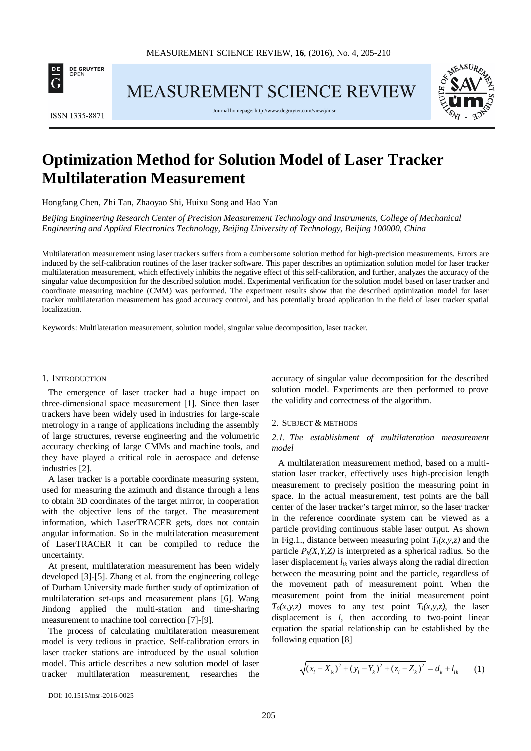# Optimization Method for Solution Model of Laser Tracker Multilateration Measurement

Hongfang Chen, Zhi Tan, Zhaoyao Shi, Huixu Song and Hao Yan

*Beijing Engineering Research Center of Precision Measurement Technology and Instruments, College of Mechanical Engineering and Applied Electronics Technology, Beijing University of Technology, Beijing 100000, China*

Multilateration measurement using laser trackers suffers from a cumbersome solution method for high-precision measurements. Errors are induced by the self-calibration routines of the laser tracker software. This paper describes an optimization solution model for laser tracker multilateration measurement, which effectively inhibits the negative effect of this self-calibration, and further, analyzes the accuracy of the singular value decomposition for the described solution model. Experimental verification for the solution model based on laser tracker and coordinate measuring machine (CMM) was performed. The experiment results show that the described optimization model for laser tracker multilateration measurement has good accuracy control, and has potentially broad application in the field of laser tracker spatial localization.

Keywords: Multilateration measurement, solution model, singular value decomposition, laser tracker.

## 1. Introduction

The emergence of laser tracker had a huge impact on three-dimensional space measurement [1]. Since then laser trackers have been widely used in industries for large-scale metrology in a range of applications including the assembly of large structures, reverse engineering and the volumetric accuracy checking of large CMMs and machine tools, and they have played a critical role in aerospace and defense industries [2].

A laser tracker is a portable coordinate measuring system, used for measuring the azimuth and distance through a lens to obtain 3D coordinates of the target mirror, in cooperation with the objective lens of the target. The measurement information, which LaserTRACER gets, does not contain angular information. So in the multilateration measurement of LaserTRACER it can be compiled to reduce the uncertainty.

At present, multilateration measurement has been widely developed [3]-[5]. Zhang et al. from the engineering college of Durham University made further study of optimization of multilateration set-ups and measurement plans [6]. Wang Jindong applied the multi-station and time-sharing measurement to machine tool correction [7]-[9].

The process of calculating multilateration measurement model is very tedious in practice. Self-calibration errors in laser tracker stations are introduced by the usual solution model. This article describes a new solution model of laser tracker multilateration measurement, researches the accuracy of singular value decomposition for the described solution model. Experiments are then performed to prove the validity and correctness of the algorithm.

## 2. Subject & methods

### *2.1. The establishment of multilateration measurement model*

A multilateration measurement method, based on a multi-station laser tracker, effectively uses high-precision length measurement to precisely position the measuring point in space. In the actual measurement, test points are the ball center of the laser tracker's target mirror, so the laser tracker in the reference coordinate system can be viewed as a particle providing continuous stable laser output. As shown in Fig.1., distance between measuring point $T_i(x,y,z)$ and the particle $P_k(X,Y,Z)$ is interpreted as a spherical radius. So the laser displacement $l_{ik}$ varies always along the radial direction between the measuring point and the particle, regardless of the movement path of measurement point. When the measurement point from the initial measurement point $T_0(x,y,z)$ moves to any test point $T_i(x,y,z)$, the laser displacement is $l$, then according to two-point linear equation the spatial relationship can be established by the following equation [8]

$$\sqrt{(x_i - X_k)^2 + (y_i - Y_k)^2 + (z_i - Z_k)^2} = d_k + l_{ik} \qquad (1)$$

DOI: 10.1515/msr-2016-0025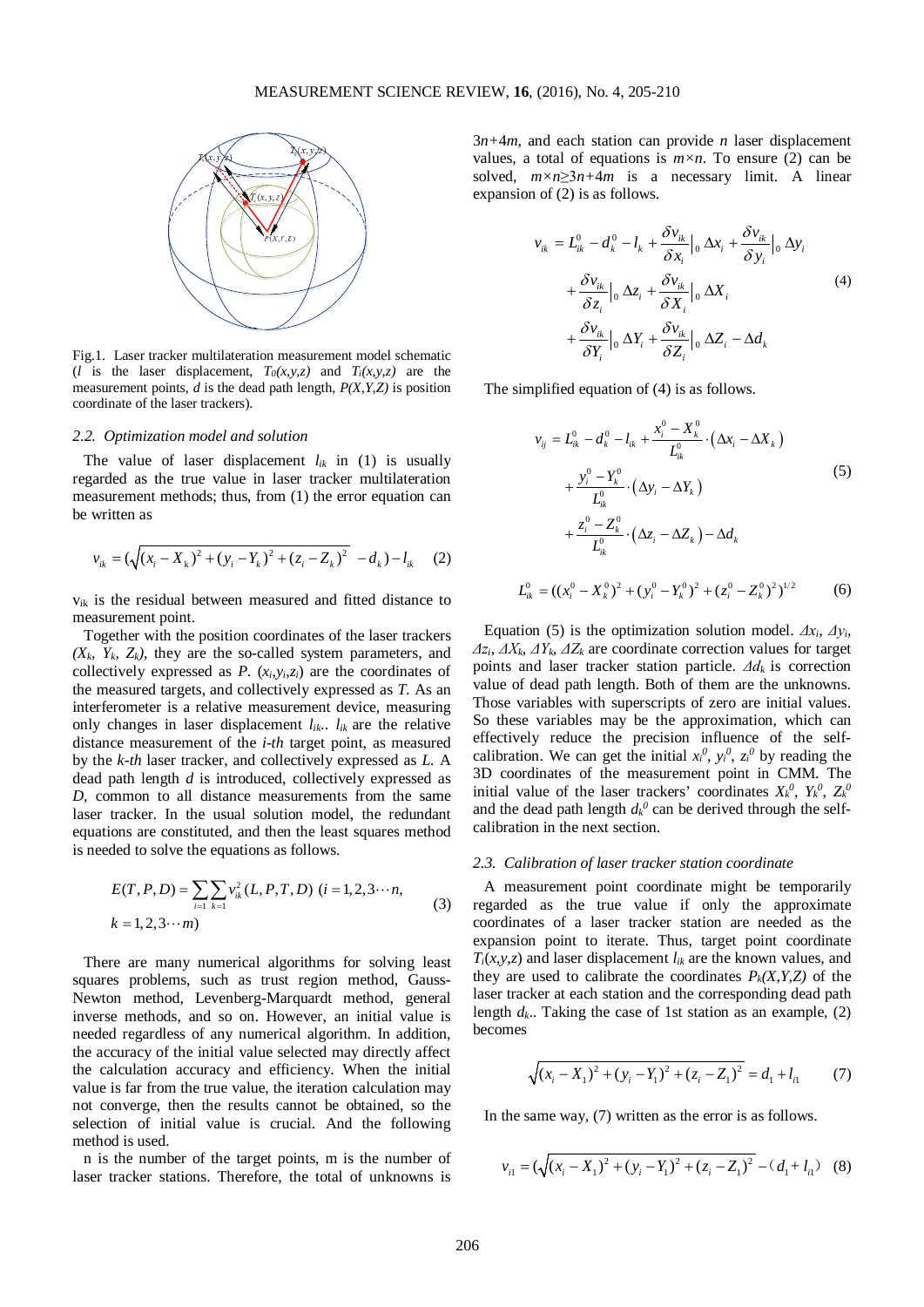Fig.1. Laser tracker multilateration measurement model schematic ($l$ is the laser displacement, $T_0(x,y,z)$ and $T_i(x,y,z)$ are the measurement points, $d$ is the dead path length, $P(X,Y,Z)$ is position coordinate of the laser trackers).

### 2.2. Optimization model and solution

The value of laser displacement $l_{ik}$ in (1) is usually regarded as the true value in laser tracker multilateration measurement methods; thus, from (1) the error equation can be written as

$$v_{ik} = (\sqrt{(x_i - X_k)^2 + (y_i - Y_k)^2 + (z_i - Z_k)^2} \; - d_k) - l_{ik} \quad (2)$$

$v_{ik}$ is the residual between measured and fitted distance to measurement point.

Together with the position coordinates of the laser trackers $(X_k, Y_k, Z_k)$, they are the so-called system parameters, and collectively expressed as $P$. $(x_i, y_i, z_i)$ are the coordinates of the measured targets, and collectively expressed as $T$. As an interferometer is a relative measurement device, measuring only changes in laser displacement $l_{ik}$. $l_{ik}$ are the relative distance measurement of the $i$-$th$ target point, as measured by the $k$-$th$ laser tracker, and collectively expressed as $L$. A dead path length $d$ is introduced, collectively expressed as $D$, common to all distance measurements from the same laser tracker. In the usual solution model, the redundant equations are constituted, and then the least squares method is needed to solve the equations as follows.

$$E(T,P,D) = \sum_{i=1}\sum_{k=1} v_{ik}^2(L,P,T,D) \; (i = 1,2,3\cdots n, \; k = 1,2,3\cdots m) \quad (3)$$

There are many numerical algorithms for solving least squares problems, such as trust region method, Gauss-Newton method, Levenberg-Marquardt method, general inverse methods, and so on. However, an initial value is needed regardless of any numerical algorithm. In addition, the accuracy of the initial value selected may directly affect the calculation accuracy and efficiency. When the initial value is far from the true value, the iteration calculation may not converge, then the results cannot be obtained, so the selection of initial value is crucial. And the following method is used.

n is the number of the target points, m is the number of laser tracker stations. Therefore, the total of unknowns is $3n+4m$, and each station can provide $n$ laser displacement values, a total of equations is $m\times n$. To ensure (2) can be solved, $m\times n \geq 3n+4m$ is a necessary limit. A linear expansion of (2) is as follows.

$$\begin{aligned} v_{ik} = L_{ik}^0 - d_k^0 - l_k &+ \frac{\delta v_{ik}}{\delta x_i}\Big|_0 \Delta x_i + \frac{\delta v_{ik}}{\delta y_i}\Big|_0 \Delta y_i \\ &+ \frac{\delta v_{ik}}{\delta z_i}\Big|_0 \Delta z_i + \frac{\delta v_{ik}}{\delta X_i}\Big|_0 \Delta X_i \\ &+ \frac{\delta v_{ik}}{\delta Y_i}\Big|_0 \Delta Y_i + \frac{\delta v_{ik}}{\delta Z_i}\Big|_0 \Delta Z_i - \Delta d_k \end{aligned} \quad (4)$$

The simplified equation of (4) is as follows.

$$\begin{aligned} v_{ij} = L_{ik}^0 - d_k^0 - l_{ik} &+ \frac{x_i^0 - X_k^0}{L_{ik}^0}\cdot(\Delta x_i - \Delta X_k) \\ &+ \frac{y_i^0 - Y_k^0}{L_{ik}^0}\cdot(\Delta y_i - \Delta Y_k) \\ &+ \frac{z_i^0 - Z_k^0}{L_{ik}^0}\cdot(\Delta z_i - \Delta Z_k) - \Delta d_k \end{aligned} \quad (5)$$

$$L_{ik}^0 = ((x_i^0 - X_k^0)^2 + (y_i^0 - Y_k^0)^2 + (z_i^0 - Z_k^0)^2)^{1/2} \quad (6)$$

Equation (5) is the optimization solution model. $\Delta x_i$, $\Delta y_i$, $\Delta z_i$, $\Delta X_k$, $\Delta Y_k$, $\Delta Z_k$ are coordinate correction values for target points and laser tracker station particle. $\Delta d_k$ is correction value of dead path length. Both of them are the unknowns. Those variables with superscripts of zero are initial values. So these variables may be the approximation, which can effectively reduce the precision influence of the self-calibration. We can get the initial $x_i^0$, $y_i^0$, $z_i^0$ by reading the 3D coordinates of the measurement point in CMM. The initial value of the laser trackers' coordinates $X_k^0$, $Y_k^0$, $Z_k^0$ and the dead path length $d_k^0$ can be derived through the self-calibration in the next section.

### 2.3. Calibration of laser tracker station coordinate

A measurement point coordinate might be temporarily regarded as the true value if only the approximate coordinates of a laser tracker station are needed as the expansion point to iterate. Thus, target point coordinate $T_i(x,y,z)$ and laser displacement $l_{ik}$ are the known values, and they are used to calibrate the coordinates $P_k(X,Y,Z)$ of the laser tracker at each station and the corresponding dead path length $d_k$. Taking the case of 1st station as an example, (2) becomes

$$\sqrt{(x_i - X_1)^2 + (y_i - Y_1)^2 + (z_i - Z_1)^2} = d_1 + l_{i1} \quad (7)$$

In the same way, (7) written as the error is as follows.

$$v_{i1} = (\sqrt{(x_i - X_1)^2 + (y_i - Y_1)^2 + (z_i - Z_1)^2} - (d_1 + l_{i1}) \quad (8)$$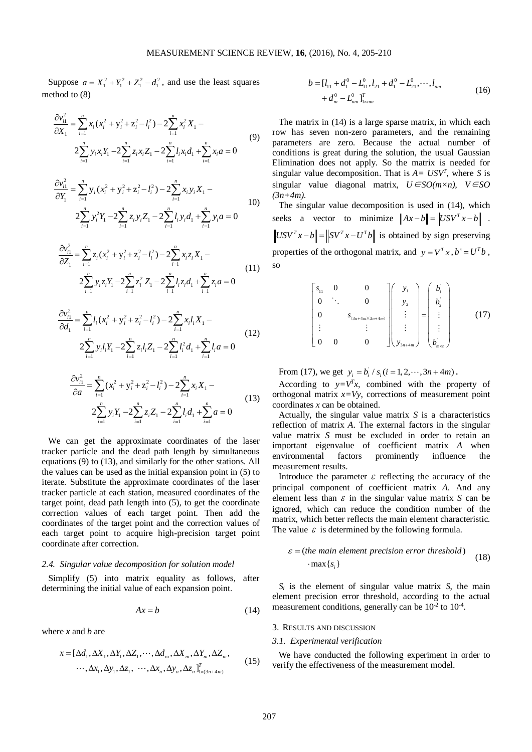Suppose $a = X_1^2 + Y_1^2 + Z_1^2 - d_1^2$, and use the least squares method to (8)

$$\frac{\partial v_{i1}^2}{\partial X_1} = \sum_{i=1}^{n} x_i (x_i^2 + y_i^2 + z_i^2 - l_i^2) - 2\sum_{i=1}^{n} x_i^2 X_1 - 2\sum_{i=1}^{n} y_i x_i Y_1 - 2\sum_{i=1}^{n} z_i x_i Z_1 - 2\sum_{i=1}^{n} l_i x_i d_1 + \sum_{i=1}^{n} x_i a = 0 \tag{9}$$

$$\frac{\partial v_{i1}^2}{\partial Y_1} = \sum_{i=1}^{n} y_i (x_i^2 + y_i^2 + z_i^2 - l_i^2) - 2\sum_{i=1}^{n} x_i y_i X_1 - 2\sum_{i=1}^{n} y_i^2 Y_1 - 2\sum_{i=1}^{n} z_i y_i Z_1 - 2\sum_{i=1}^{n} l_i y_i d_1 + \sum_{i=1}^{n} y_i a = 0 \tag{10}$$

$$\frac{\partial v_{i1}^2}{\partial Z_1} = \sum_{i=1}^{n} z_i (x_i^2 + y_i^2 + z_i^2 - l_i^2) - 2\sum_{i=1}^{n} x_i z_i X_1 - 2\sum_{i=1}^{n} y_i z_i Y_1 - 2\sum_{i=1}^{n} z_i^2 Z_1 - 2\sum_{i=1}^{n} l_i z_i d_1 + \sum_{i=1}^{n} z_i a = 0 \tag{11}$$

$$\frac{\partial v_{i1}^2}{\partial d_1} = \sum_{i=1}^{n} l_i (x_i^2 + y_i^2 + z_i^2 - l_i^2) - 2\sum_{i=1}^{n} x_i l_i X_1 - 2\sum_{i=1}^{n} y_i l_i Y_1 - 2\sum_{i=1}^{n} z_i l_i Z_1 - 2\sum_{i=1}^{n} l_i^2 d_1 + \sum_{i=1}^{n} l_i a = 0 \tag{12}$$

$$\frac{\partial v_{i1}^2}{\partial a} = \sum_{i=1}^{n} (x_i^2 + y_i^2 + z_i^2 - l_i^2) - 2\sum_{i=1}^{n} x_i X_1 - 2\sum_{i=1}^{n} y_i Y_1 - 2\sum_{i=1}^{n} z_i Z_1 - 2\sum_{i=1}^{n} l_i d_1 + \sum_{i=1}^{n} a = 0 \tag{13}$$

We can get the approximate coordinates of the laser tracker particle and the dead path length by simultaneous equations (9) to (13), and similarly for the other stations. All the values can be used as the initial expansion point in (5) to iterate. Substitute the approximate coordinates of the laser tracker particle at each station, measured coordinates of the target point, dead path length into (5), to get the coordinate correction values of each target point. Then add the coordinates of the target point and the correction values of each target point to acquire high-precision target point coordinate after correction.

### 2.4. Singular value decomposition for solution model

Simplify (5) into matrix equality as follows, after determining the initial value of each expansion point.

$$Ax = b \tag{14}$$

where $x$ and $b$ are

$$x = [\Delta d_1, \Delta X_1, \Delta Y_1, \Delta Z_1, \cdots, \Delta d_m, \Delta X_m, \Delta Y_m, \Delta Z_m, \cdots, \Delta x_1, \Delta y_1, \Delta z_1, \cdots, \Delta x_n, \Delta y_n, \Delta z_n]^T_{1\times(3n+4m)} \tag{15}$$

$$b = [l_{11} + d_1^0 - L_{11}^0, l_{21} + d_1^0 - L_{21}^0, \cdots, l_{nm} + d_m^0 - L_{nm}^0]^T_{1\times nm} \tag{16}$$

The matrix in (14) is a large sparse matrix, in which each row has seven non-zero parameters, and the remaining parameters are zero. Because the actual number of conditions is great during the solution, the usual Gaussian Elimination does not apply. So the matrix is needed for singular value decomposition. That is $A = USV^T$, where $S$ is singular value diagonal matrix, $U \in SO(m\times n)$, $V \in SO(3n+4m)$.

The singular value decomposition is used in (14), which seeks a vector to minimize $\|Ax - b\| = \|USV^T x - b\|$. $\|USV^T x - b\| = \|SV^T x - U^T b\|$ is obtained by sign preserving properties of the orthogonal matrix, and $y = V^T x$, $b' = U^T b$, so

$$\begin{bmatrix} s_{11} & 0 & 0 \\ 0 & \ddots & 0 \\ 0 & & s_{(3n+4m)(3n+4m)} \\ \vdots & & \vdots \\ 0 & 0 & 0 \end{bmatrix} \begin{pmatrix} y_1 \\ y_2 \\ \vdots \\ \vdots \\ y_{3n+4m} \end{pmatrix} = \begin{pmatrix} b_1' \\ b_2' \\ \vdots \\ \vdots \\ b_{m\times n}' \end{pmatrix} \tag{17}$$

From (17), we get $y_i = b_i' / s_i \ (i = 1, 2, \cdots, 3n+4m)$.

According to $y=V^T x$, combined with the property of orthogonal matrix $x=Vy$, corrections of measurement point coordinates $x$ can be obtained.

Actually, the singular value matrix $S$ is a characteristics reflection of matrix $A$. The external factors in the singular value matrix $S$ must be excluded in order to retain an important eigenvalue of coefficient matrix $A$ when environmental factors prominently influence the measurement results.

Introduce the parameter $\varepsilon$ reflecting the accuracy of the principal component of coefficient matrix $A$. And any element less than $\varepsilon$ in the singular value matrix $S$ can be ignored, which can reduce the condition number of the matrix, which better reflects the main element characteristic. The value $\varepsilon$ is determined by the following formula.

$$\varepsilon = (\textit{the main element precision error threshold}) \cdot \max\{s_i\} \tag{18}$$

$S_i$ is the element of singular value matrix $S$, the main element precision error threshold, according to the actual measurement conditions, generally can be $10^{-2}$ to $10^{-4}$.

## 3. Results and discussion

### 3.1. Experimental verification

We have conducted the following experiment in order to verify the effectiveness of the measurement model.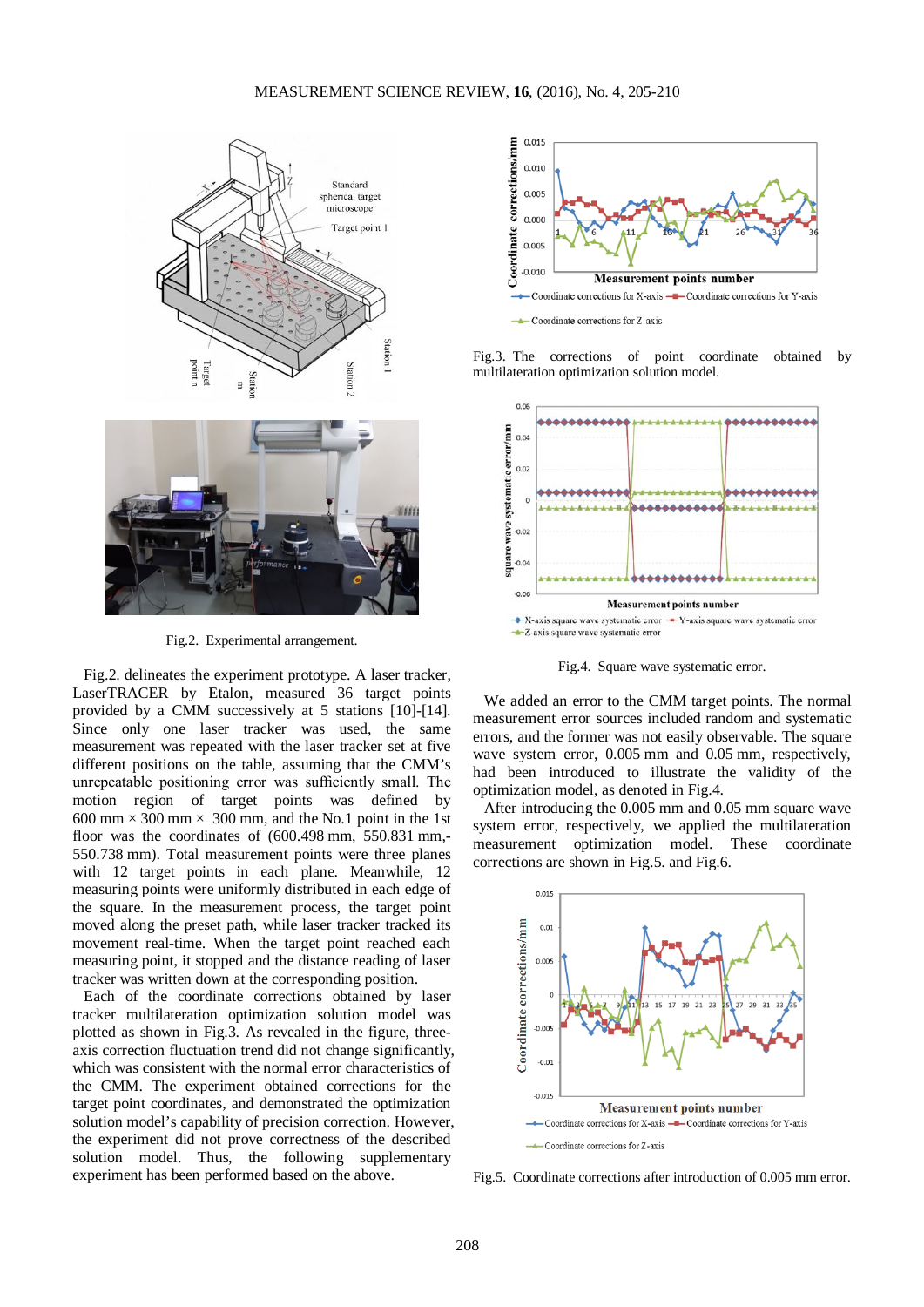Fig.2. Experimental arrangement.

Fig.2. delineates the experiment prototype. A laser tracker, LaserTRACER by Etalon, measured 36 target points provided by a CMM successively at 5 stations [10]-[14]. Since only one laser tracker was used, the same measurement was repeated with the laser tracker set at five different positions on the table, assuming that the CMM's unrepeatable positioning error was sufficiently small. The motion region of target points was defined by 600 mm × 300 mm × 300 mm, and the No.1 point in the 1st floor was the coordinates of (600.498 mm, 550.831 mm,-550.738 mm). Total measurement points were three planes with 12 target points in each plane. Meanwhile, 12 measuring points were uniformly distributed in each edge of the square. In the measurement process, the target point moved along the preset path, while laser tracker tracked its movement real-time. When the target point reached each measuring point, it stopped and the distance reading of laser tracker was written down at the corresponding position.

Each of the coordinate corrections obtained by laser tracker multilateration optimization solution model was plotted as shown in Fig.3. As revealed in the figure, three-axis correction fluctuation trend did not change significantly, which was consistent with the normal error characteristics of the CMM. The experiment obtained corrections for the target point coordinates, and demonstrated the optimization solution model's capability of precision correction. However, the experiment did not prove correctness of the described solution model. Thus, the following supplementary experiment has been performed based on the above.

Fig.3. The corrections of point coordinate obtained by multilateration optimization solution model.

Fig.4. Square wave systematic error.

We added an error to the CMM target points. The normal measurement error sources included random and systematic errors, and the former was not easily observable. The square wave system error, 0.005 mm and 0.05 mm, respectively, had been introduced to illustrate the validity of the optimization model, as denoted in Fig.4.

After introducing the 0.005 mm and 0.05 mm square wave system error, respectively, we applied the multilateration measurement optimization model. These coordinate corrections are shown in Fig.5. and Fig.6.

Fig.5. Coordinate corrections after introduction of 0.005 mm error.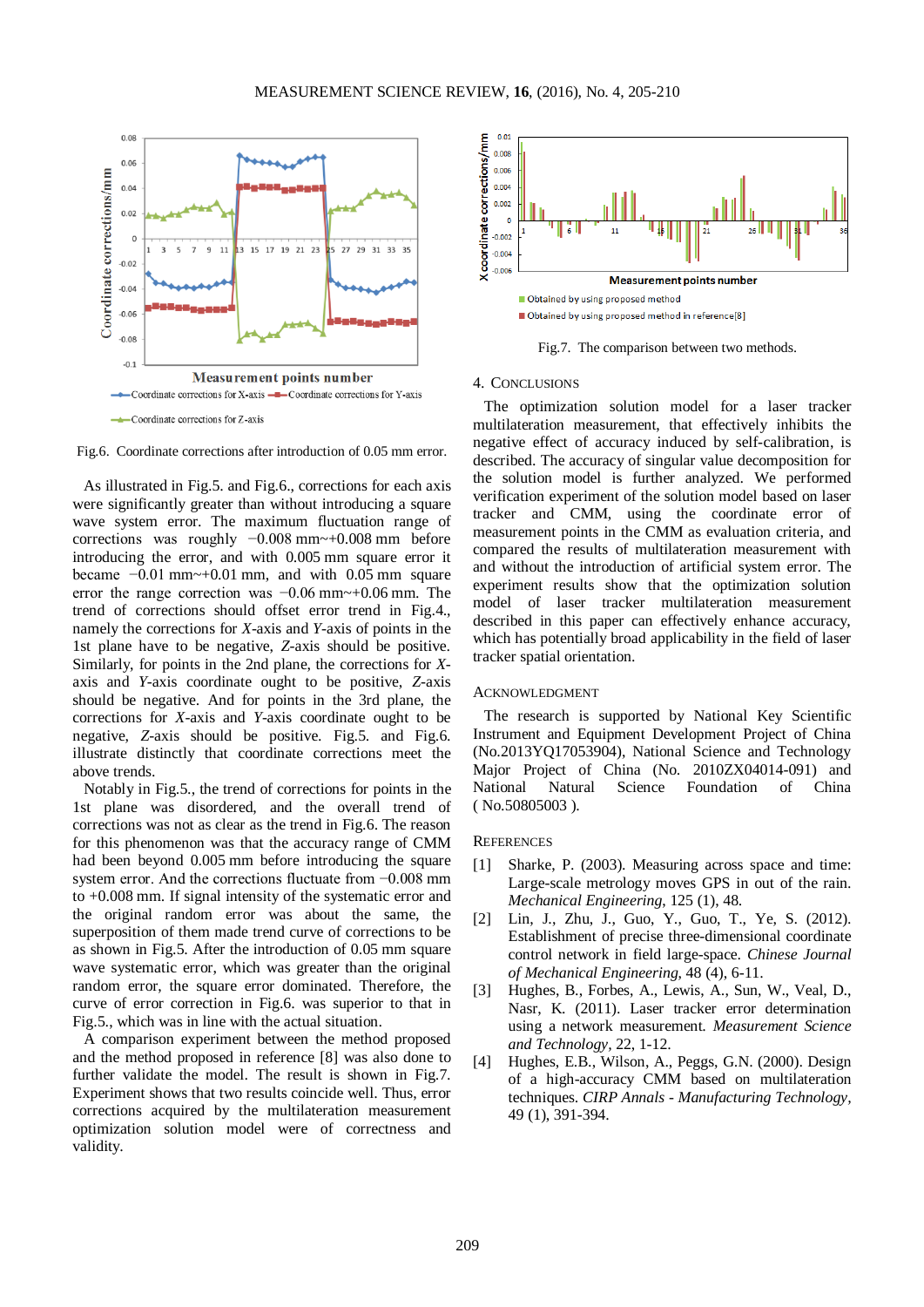Fig.6. Coordinate corrections after introduction of 0.05 mm error.

As illustrated in Fig.5. and Fig.6., corrections for each axis were significantly greater than without introducing a square wave system error. The maximum fluctuation range of corrections was roughly −0.008 mm~+0.008 mm before introducing the error, and with 0.005 mm square error it became −0.01 mm~+0.01 mm, and with 0.05 mm square error the range correction was −0.06 mm~+0.06 mm. The trend of corrections should offset error trend in Fig.4., namely the corrections for *X*-axis and *Y*-axis of points in the 1st plane have to be negative, *Z*-axis should be positive. Similarly, for points in the 2nd plane, the corrections for *X*-axis and *Y*-axis coordinate ought to be positive, *Z*-axis should be negative. And for points in the 3rd plane, the corrections for *X*-axis and *Y*-axis coordinate ought to be negative, *Z*-axis should be positive. Fig.5. and Fig.6. illustrate distinctly that coordinate corrections meet the above trends.

Notably in Fig.5., the trend of corrections for points in the 1st plane was disordered, and the overall trend of corrections was not as clear as the trend in Fig.6. The reason for this phenomenon was that the accuracy range of CMM had been beyond 0.005 mm before introducing the square system error. And the corrections fluctuate from −0.008 mm to +0.008 mm. If signal intensity of the systematic error and the original random error was about the same, the superposition of them made trend curve of corrections to be as shown in Fig.5. After the introduction of 0.05 mm square wave systematic error, which was greater than the original random error, the square error dominated. Therefore, the curve of error correction in Fig.6. was superior to that in Fig.5., which was in line with the actual situation.

A comparison experiment between the method proposed and the method proposed in reference [8] was also done to further validate the model. The result is shown in Fig.7. Experiment shows that two results coincide well. Thus, error corrections acquired by the multilateration measurement optimization solution model were of correctness and validity.

Fig.7. The comparison between two methods.

## 4. CONCLUSIONS

The optimization solution model for a laser tracker multilateration measurement, that effectively inhibits the negative effect of accuracy induced by self-calibration, is described. The accuracy of singular value decomposition for the solution model is further analyzed. We performed verification experiment of the solution model based on laser tracker and CMM, using the coordinate error of measurement points in the CMM as evaluation criteria, and compared the results of multilateration measurement with and without the introduction of artificial system error. The experiment results show that the optimization solution model of laser tracker multilateration measurement described in this paper can effectively enhance accuracy, which has potentially broad applicability in the field of laser tracker spatial orientation.

## ACKNOWLEDGMENT

The research is supported by National Key Scientific Instrument and Equipment Development Project of China (No.2013YQ17053904), National Science and Technology Major Project of China (No. 2010ZX04014-091) and National Natural Science Foundation of China ( No.50805003 ).

## REFERENCES

[1] Sharke, P. (2003). Measuring across space and time: Large-scale metrology moves GPS in out of the rain. *Mechanical Engineering*, 125 (1), 48.

[2] Lin, J., Zhu, J., Guo, Y., Guo, T., Ye, S. (2012). Establishment of precise three-dimensional coordinate control network in field large-space. *Chinese Journal of Mechanical Engineering*, 48 (4), 6-11.

[3] Hughes, B., Forbes, A., Lewis, A., Sun, W., Veal, D., Nasr, K. (2011). Laser tracker error determination using a network measurement. *Measurement Science and Technology*, 22, 1-12.

[4] Hughes, E.B., Wilson, A., Peggs, G.N. (2000). Design of a high-accuracy CMM based on multilateration techniques. *CIRP Annals - Manufacturing Technology*, 49 (1), 391-394.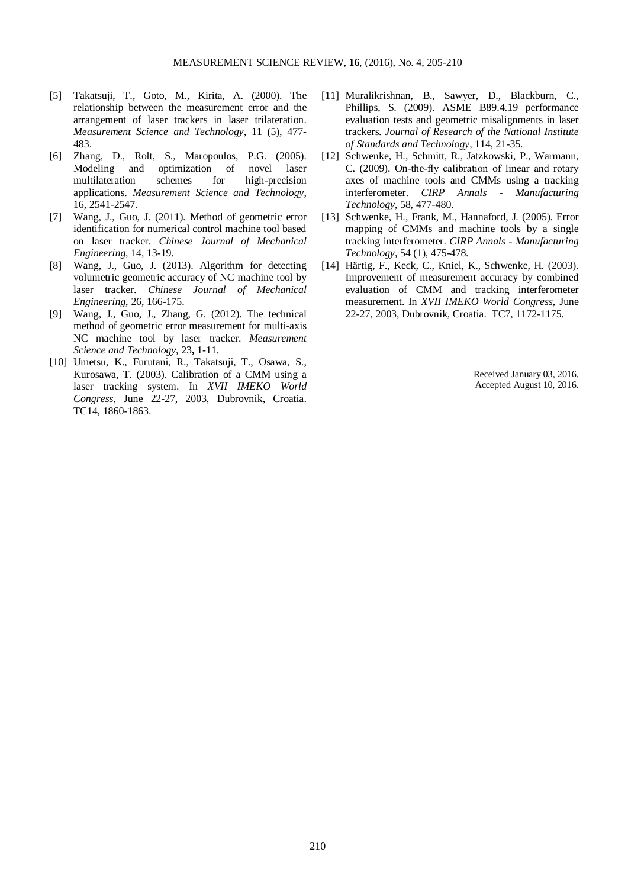[5] Takatsuji, T., Goto, M., Kirita, A. (2000). The relationship between the measurement error and the arrangement of laser trackers in laser trilateration. *Measurement Science and Technology*, 11 (5), 477-483.

[6] Zhang, D., Rolt, S., Maropoulos, P.G. (2005). Modeling and optimization of novel laser multilateration schemes for high-precision applications. *Measurement Science and Technology*, 16, 2541-2547.

[7] Wang, J., Guo, J. (2011). Method of geometric error identification for numerical control machine tool based on laser tracker. *Chinese Journal of Mechanical Engineering*, 14, 13-19.

[8] Wang, J., Guo, J. (2013). Algorithm for detecting volumetric geometric accuracy of NC machine tool by laser tracker. *Chinese Journal of Mechanical Engineering*, 26, 166-175.

[9] Wang, J., Guo, J., Zhang, G. (2012). The technical method of geometric error measurement for multi-axis NC machine tool by laser tracker. *Measurement Science and Technology*, 23**,** 1-11.

[10] Umetsu, K., Furutani, R., Takatsuji, T., Osawa, S., Kurosawa, T. (2003). Calibration of a CMM using a laser tracking system. In *XVII IMEKO World Congress*, June 22-27, 2003, Dubrovnik, Croatia. TC14, 1860-1863.

[11] Muralikrishnan, B., Sawyer, D., Blackburn, C., Phillips, S. (2009). ASME B89.4.19 performance evaluation tests and geometric misalignments in laser trackers. *Journal of Research of the National Institute of Standards and Technology*, 114, 21-35.

[12] Schwenke, H., Schmitt, R., Jatzkowski, P., Warmann, C. (2009). On-the-fly calibration of linear and rotary axes of machine tools and CMMs using a tracking interferometer. *CIRP Annals - Manufacturing Technology*, 58, 477-480.

[13] Schwenke, H., Frank, M., Hannaford, J. (2005). Error mapping of CMMs and machine tools by a single tracking interferometer. *CIRP Annals - Manufacturing Technology*, 54 (1), 475-478.

[14] Härtig, F., Keck, C., Kniel, K., Schwenke, H. (2003). Improvement of measurement accuracy by combined evaluation of CMM and tracking interferometer measurement. In *XVII IMEKO World Congress*, June 22-27, 2003, Dubrovnik, Croatia. TC7, 1172-1175.

Received January 03, 2016.
Accepted August 10, 2016.